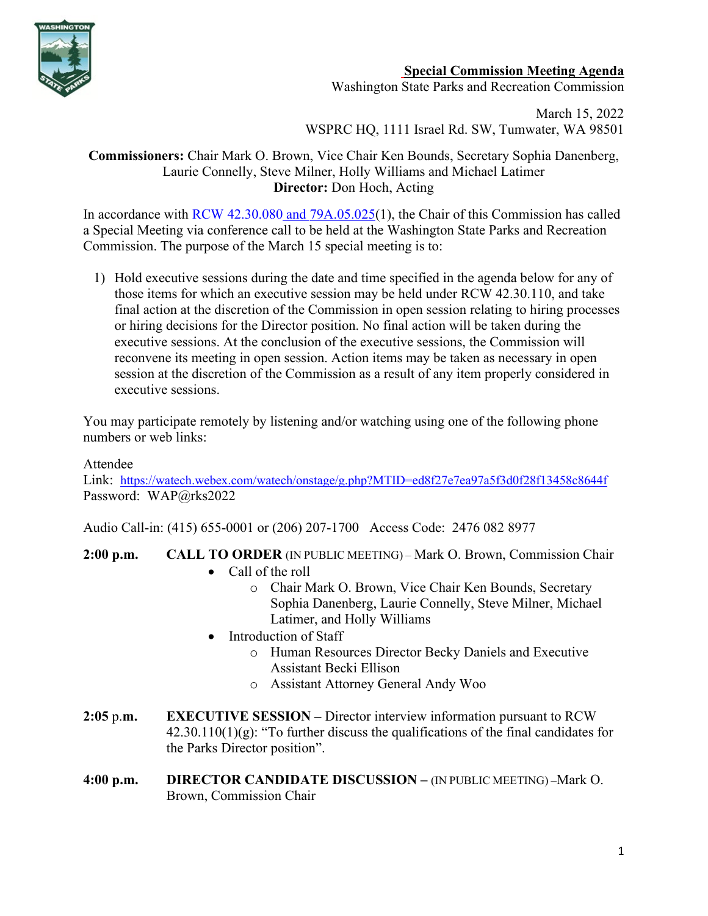**Special Commission Meeting Agenda**
Washington State Parks and Recreation Commission

March 15, 2022
WSPRC HQ, 1111 Israel Rd. SW, Tumwater, WA 98501

**Commissioners:** Chair Mark O. Brown, Vice Chair Ken Bounds, Secretary Sophia Danenberg, Laurie Connelly, Steve Milner, Holly Williams and Michael Latimer
**Director:** Don Hoch, Acting

In accordance with RCW 42.30.080 and 79A.05.025(1), the Chair of this Commission has called a Special Meeting via conference call to be held at the Washington State Parks and Recreation Commission. The purpose of the March 15 special meeting is to:

1) Hold executive sessions during the date and time specified in the agenda below for any of those items for which an executive session may be held under RCW 42.30.110, and take final action at the discretion of the Commission in open session relating to hiring processes or hiring decisions for the Director position. No final action will be taken during the executive sessions. At the conclusion of the executive sessions, the Commission will reconvene its meeting in open session. Action items may be taken as necessary in open session at the discretion of the Commission as a result of any item properly considered in executive sessions.

You may participate remotely by listening and/or watching using one of the following phone numbers or web links:

Attendee
Link: https://watech.webex.com/watech/onstage/g.php?MTID=ed8f27e7ea97a5f3d0f28f13458c8644f
Password: WAP@rks2022

Audio Call-in: (415) 655-0001 or (206) 207-1700 Access Code: 2476 082 8977

**2:00 p.m.** **CALL TO ORDER** (IN PUBLIC MEETING) – Mark O. Brown, Commission Chair

- Call of the roll
  - Chair Mark O. Brown, Vice Chair Ken Bounds, Secretary Sophia Danenberg, Laurie Connelly, Steve Milner, Michael Latimer, and Holly Williams
- Introduction of Staff
  - Human Resources Director Becky Daniels and Executive Assistant Becki Ellison
  - Assistant Attorney General Andy Woo

**2:05 p.m.** **EXECUTIVE SESSION –** Director interview information pursuant to RCW 42.30.110(1)(g): "To further discuss the qualifications of the final candidates for the Parks Director position".

**4:00 p.m.** **DIRECTOR CANDIDATE DISCUSSION –** (IN PUBLIC MEETING) –Mark O. Brown, Commission Chair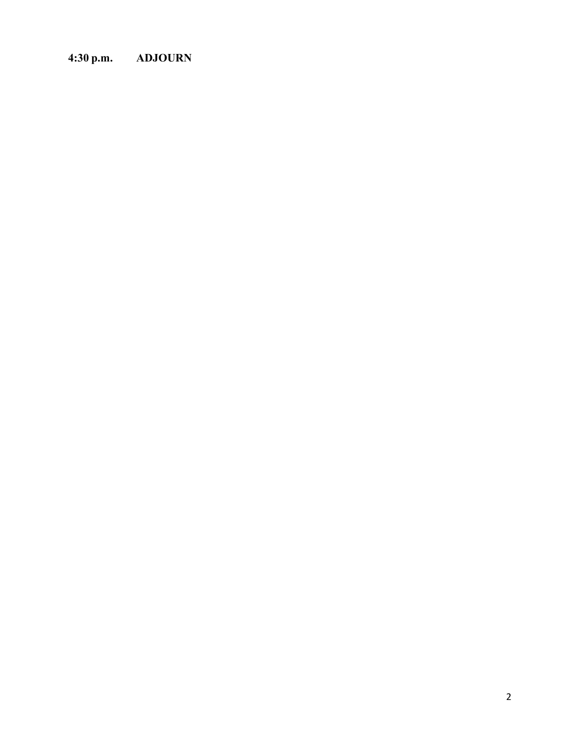**4:30 p.m. ADJOURN**